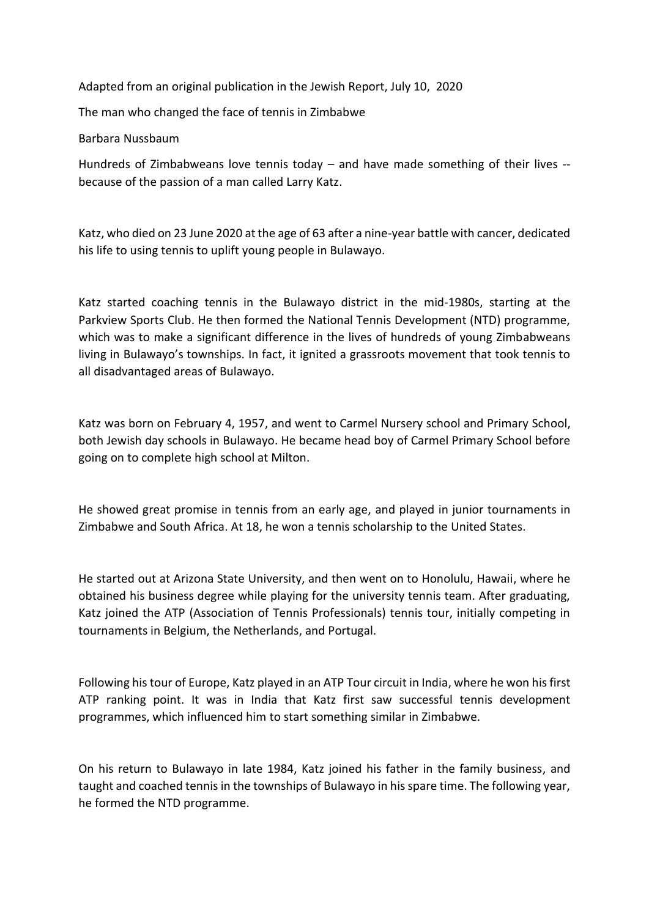Adapted from an original publication in the Jewish Report, July 10, 2020

# The man who changed the face of tennis in Zimbabwe

Barbara Nussbaum

Hundreds of Zimbabweans love tennis today – and have made something of their lives -- because of the passion of a man called Larry Katz.

Katz, who died on 23 June 2020 at the age of 63 after a nine-year battle with cancer, dedicated his life to using tennis to uplift young people in Bulawayo.

Katz started coaching tennis in the Bulawayo district in the mid-1980s, starting at the Parkview Sports Club. He then formed the National Tennis Development (NTD) programme, which was to make a significant difference in the lives of hundreds of young Zimbabweans living in Bulawayo's townships. In fact, it ignited a grassroots movement that took tennis to all disadvantaged areas of Bulawayo.

Katz was born on February 4, 1957, and went to Carmel Nursery school and Primary School, both Jewish day schools in Bulawayo. He became head boy of Carmel Primary School before going on to complete high school at Milton.

He showed great promise in tennis from an early age, and played in junior tournaments in Zimbabwe and South Africa. At 18, he won a tennis scholarship to the United States.

He started out at Arizona State University, and then went on to Honolulu, Hawaii, where he obtained his business degree while playing for the university tennis team. After graduating, Katz joined the ATP (Association of Tennis Professionals) tennis tour, initially competing in tournaments in Belgium, the Netherlands, and Portugal.

Following his tour of Europe, Katz played in an ATP Tour circuit in India, where he won his first ATP ranking point. It was in India that Katz first saw successful tennis development programmes, which influenced him to start something similar in Zimbabwe.

On his return to Bulawayo in late 1984, Katz joined his father in the family business, and taught and coached tennis in the townships of Bulawayo in his spare time. The following year, he formed the NTD programme.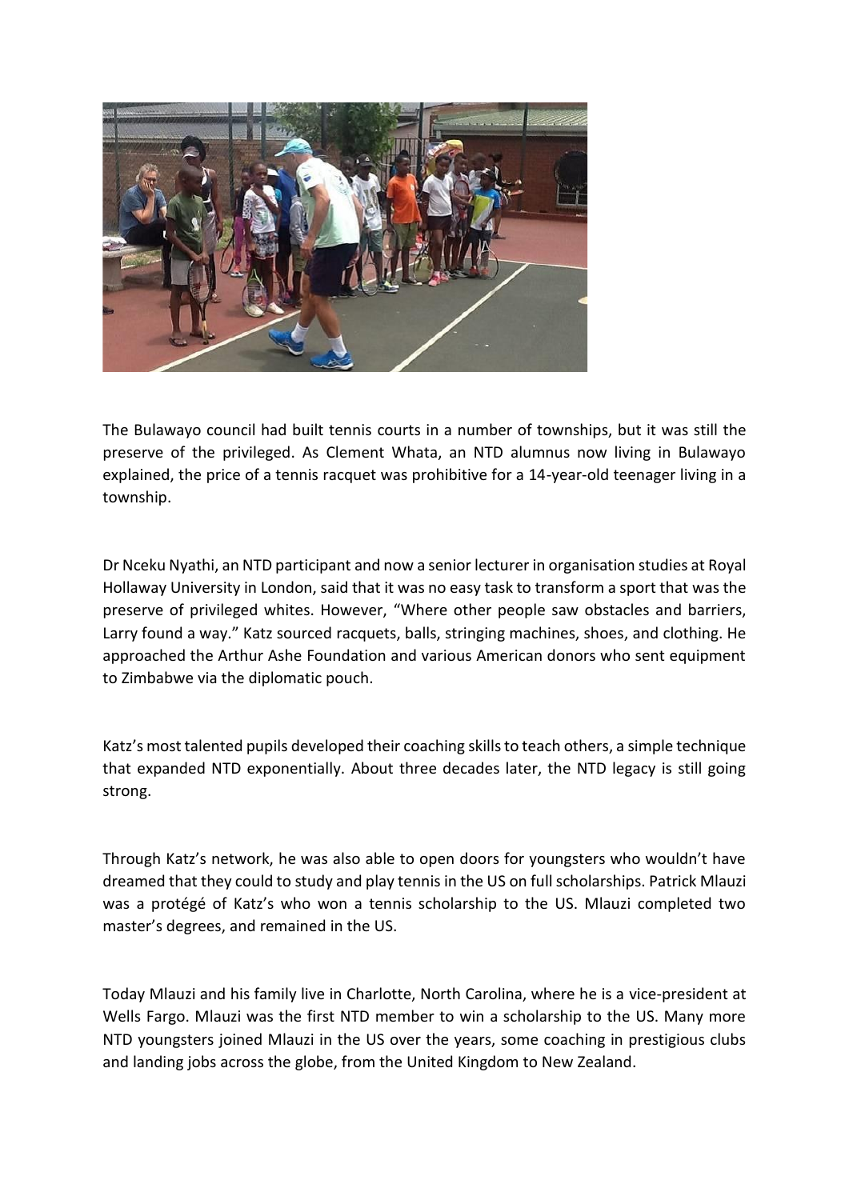The Bulawayo council had built tennis courts in a number of townships, but it was still the preserve of the privileged. As Clement Whata, an NTD alumnus now living in Bulawayo explained, the price of a tennis racquet was prohibitive for a 14-year-old teenager living in a township.

Dr Nceku Nyathi, an NTD participant and now a senior lecturer in organisation studies at Royal Hollaway University in London, said that it was no easy task to transform a sport that was the preserve of privileged whites. However, "Where other people saw obstacles and barriers, Larry found a way." Katz sourced racquets, balls, stringing machines, shoes, and clothing. He approached the Arthur Ashe Foundation and various American donors who sent equipment to Zimbabwe via the diplomatic pouch.

Katz's most talented pupils developed their coaching skills to teach others, a simple technique that expanded NTD exponentially. About three decades later, the NTD legacy is still going strong.

Through Katz's network, he was also able to open doors for youngsters who wouldn't have dreamed that they could to study and play tennis in the US on full scholarships. Patrick Mlauzi was a protégé of Katz's who won a tennis scholarship to the US. Mlauzi completed two master's degrees, and remained in the US.

Today Mlauzi and his family live in Charlotte, North Carolina, where he is a vice-president at Wells Fargo. Mlauzi was the first NTD member to win a scholarship to the US. Many more NTD youngsters joined Mlauzi in the US over the years, some coaching in prestigious clubs and landing jobs across the globe, from the United Kingdom to New Zealand.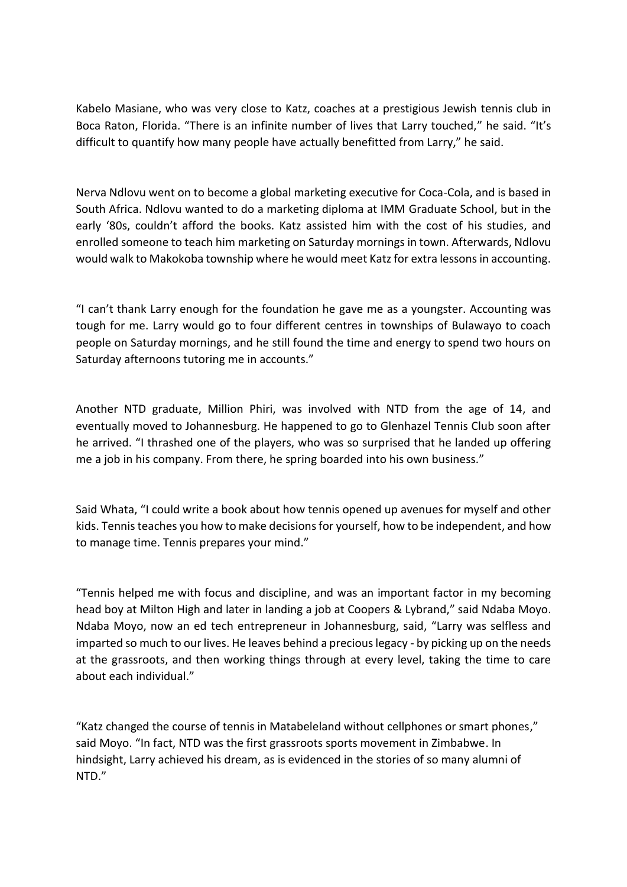Kabelo Masiane, who was very close to Katz, coaches at a prestigious Jewish tennis club in Boca Raton, Florida. "There is an infinite number of lives that Larry touched," he said. "It's difficult to quantify how many people have actually benefitted from Larry," he said.

Nerva Ndlovu went on to become a global marketing executive for Coca-Cola, and is based in South Africa. Ndlovu wanted to do a marketing diploma at IMM Graduate School, but in the early '80s, couldn't afford the books. Katz assisted him with the cost of his studies, and enrolled someone to teach him marketing on Saturday mornings in town. Afterwards, Ndlovu would walk to Makokoba township where he would meet Katz for extra lessons in accounting.

"I can't thank Larry enough for the foundation he gave me as a youngster. Accounting was tough for me. Larry would go to four different centres in townships of Bulawayo to coach people on Saturday mornings, and he still found the time and energy to spend two hours on Saturday afternoons tutoring me in accounts."

Another NTD graduate, Million Phiri, was involved with NTD from the age of 14, and eventually moved to Johannesburg. He happened to go to Glenhazel Tennis Club soon after he arrived. "I thrashed one of the players, who was so surprised that he landed up offering me a job in his company. From there, he spring boarded into his own business."

Said Whata, "I could write a book about how tennis opened up avenues for myself and other kids. Tennis teaches you how to make decisions for yourself, how to be independent, and how to manage time. Tennis prepares your mind."

"Tennis helped me with focus and discipline, and was an important factor in my becoming head boy at Milton High and later in landing a job at Coopers & Lybrand," said Ndaba Moyo. Ndaba Moyo, now an ed tech entrepreneur in Johannesburg, said, "Larry was selfless and imparted so much to our lives. He leaves behind a precious legacy - by picking up on the needs at the grassroots, and then working things through at every level, taking the time to care about each individual."

"Katz changed the course of tennis in Matabeleland without cellphones or smart phones," said Moyo. "In fact, NTD was the first grassroots sports movement in Zimbabwe. In hindsight, Larry achieved his dream, as is evidenced in the stories of so many alumni of NTD."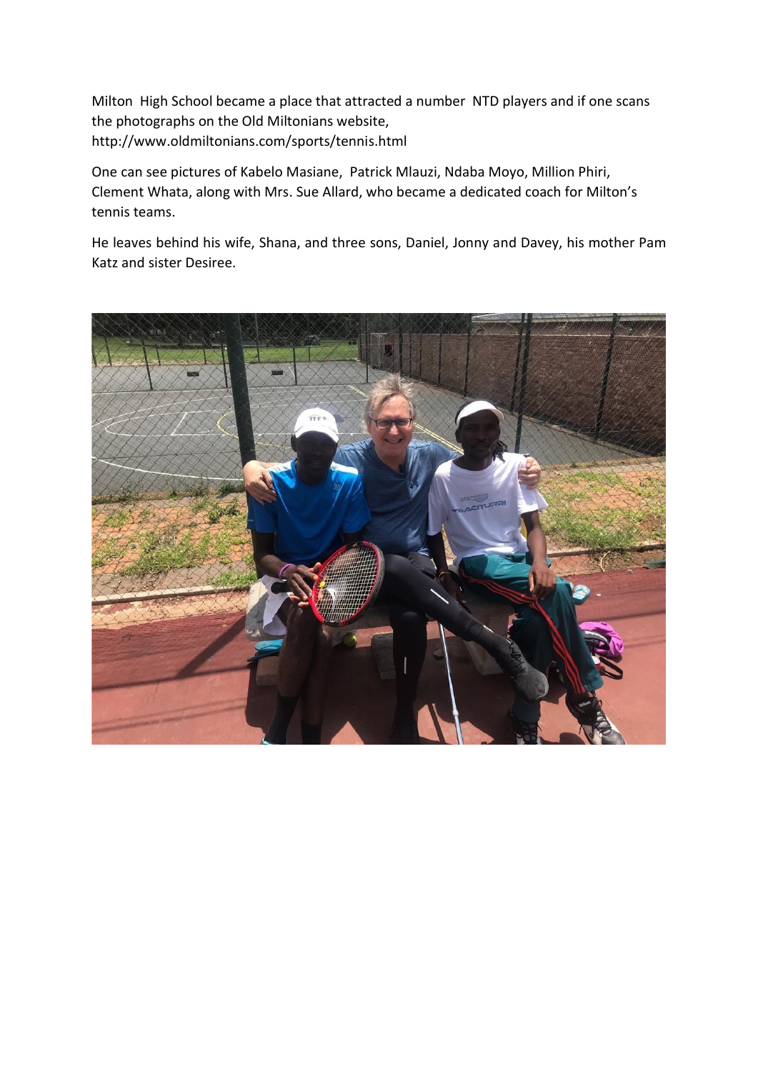Milton  High School became a place that attracted a number  NTD players and if one scans the photographs on the Old Miltonians website, http://www.oldmiltonians.com/sports/tennis.html

One can see pictures of Kabelo Masiane,  Patrick Mlauzi, Ndaba Moyo, Million Phiri, Clement Whata, along with Mrs. Sue Allard, who became a dedicated coach for Milton's tennis teams.

He leaves behind his wife, Shana, and three sons, Daniel, Jonny and Davey, his mother Pam Katz and sister Desiree.